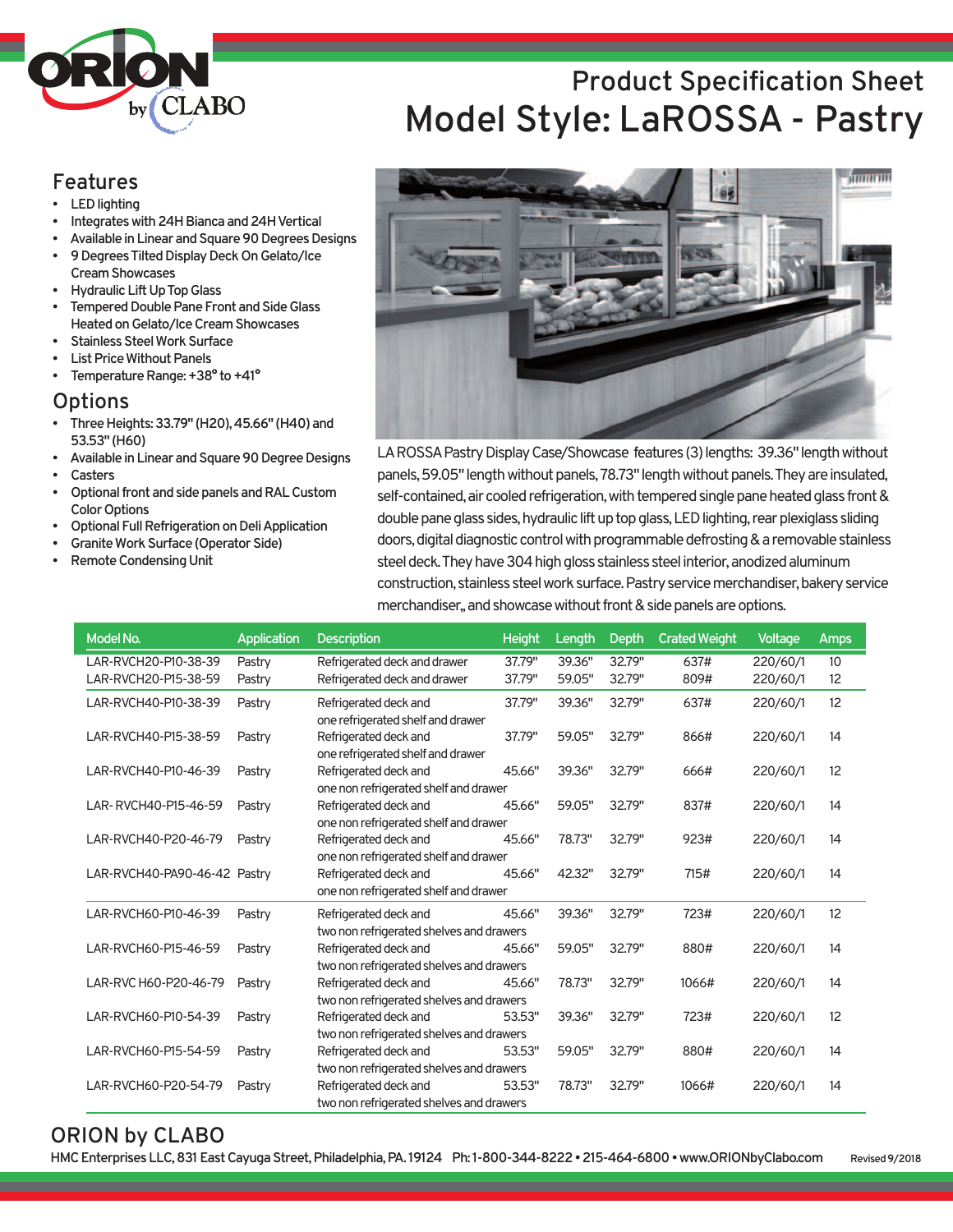# Product Specification Sheet

# Model Style: LaROSSA - Pastry

## Features

- LED lighting
- Integrates with 24H Bianca and 24H Vertical
- Available in Linear and Square 90 Degrees Designs
- 9 Degrees Tilted Display Deck On Gelato/Ice Cream Showcases
- Hydraulic Lift Up Top Glass
- Tempered Double Pane Front and Side Glass Heated on Gelato/Ice Cream Showcases
- Stainless Steel Work Surface
- List Price Without Panels
- Temperature Range: +38° to +41°

## Options

- Three Heights: 33.79" (H20), 45.66" (H40) and 53.53" (H60)
- Available in Linear and Square 90 Degree Designs
- Casters
- Optional front and side panels and RAL Custom Color Options
- Optional Full Refrigeration on Deli Application
- Granite Work Surface (Operator Side)
- Remote Condensing Unit

LA ROSSA Pastry Display Case/Showcase features (3) lengths: 39.36" length without panels, 59.05" length without panels, 78.73" length without panels. They are insulated, self-contained, air cooled refrigeration, with tempered single pane heated glass front & double pane glass sides, hydraulic lift up top glass, LED lighting, rear plexiglass sliding doors, digital diagnostic control with programmable defrosting & a removable stainless steel deck. They have 304 high gloss stainless steel interior, anodized aluminum construction, stainless steel work surface. Pastry service merchandiser, bakery service merchandiser,, and showcase without front & side panels are options.

| Model No. | Application | Description | Height | Length | Depth | Crated Weight | Voltage | Amps |
|---|---|---|---|---|---|---|---|---|
| LAR-RVCH20-P10-38-39 | Pastry | Refrigerated deck and drawer | 37.79" | 39.36" | 32.79" | 637# | 220/60/1 | 10 |
| LAR-RVCH20-P15-38-59 | Pastry | Refrigerated deck and drawer | 37.79" | 59.05" | 32.79" | 809# | 220/60/1 | 12 |
| LAR-RVCH40-P10-38-39 | Pastry | Refrigerated deck and one refrigerated shelf and drawer | 37.79" | 39.36" | 32.79" | 637# | 220/60/1 | 12 |
| LAR-RVCH40-P15-38-59 | Pastry | Refrigerated deck and one refrigerated shelf and drawer | 37.79" | 59.05" | 32.79" | 866# | 220/60/1 | 14 |
| LAR-RVCH40-P10-46-39 | Pastry | Refrigerated deck and one non refrigerated shelf and drawer | 45.66" | 39.36" | 32.79" | 666# | 220/60/1 | 12 |
| LAR- RVCH40-P15-46-59 | Pastry | Refrigerated deck and one non refrigerated shelf and drawer | 45.66" | 59.05" | 32.79" | 837# | 220/60/1 | 14 |
| LAR-RVCH40-P20-46-79 | Pastry | Refrigerated deck and one non refrigerated shelf and drawer | 45.66" | 78.73" | 32.79" | 923# | 220/60/1 | 14 |
| LAR-RVCH40-PA90-46-42 | Pastry | Refrigerated deck and one non refrigerated shelf and drawer | 45.66" | 42.32" | 32.79" | 715# | 220/60/1 | 14 |
| LAR-RVCH60-P10-46-39 | Pastry | Refrigerated deck and two non refrigerated shelves and drawers | 45.66" | 39.36" | 32.79" | 723# | 220/60/1 | 12 |
| LAR-RVCH60-P15-46-59 | Pastry | Refrigerated deck and two non refrigerated shelves and drawers | 45.66" | 59.05" | 32.79" | 880# | 220/60/1 | 14 |
| LAR-RVC H60-P20-46-79 | Pastry | Refrigerated deck and two non refrigerated shelves and drawers | 45.66" | 78.73" | 32.79" | 1066# | 220/60/1 | 14 |
| LAR-RVCH60-P10-54-39 | Pastry | Refrigerated deck and two non refrigerated shelves and drawers | 53.53" | 39.36" | 32.79" | 723# | 220/60/1 | 12 |
| LAR-RVCH60-P15-54-59 | Pastry | Refrigerated deck and two non refrigerated shelves and drawers | 53.53" | 59.05" | 32.79" | 880# | 220/60/1 | 14 |
| LAR-RVCH60-P20-54-79 | Pastry | Refrigerated deck and two non refrigerated shelves and drawers | 53.53" | 78.73" | 32.79" | 1066# | 220/60/1 | 14 |

## ORION by CLABO

HMC Enterprises LLC, 831 East Cayuga Street, Philadelphia, PA. 19124 Ph: 1-800-344-8222 • 215-464-6800 • www.ORIONbyClabo.com

Revised 9/2018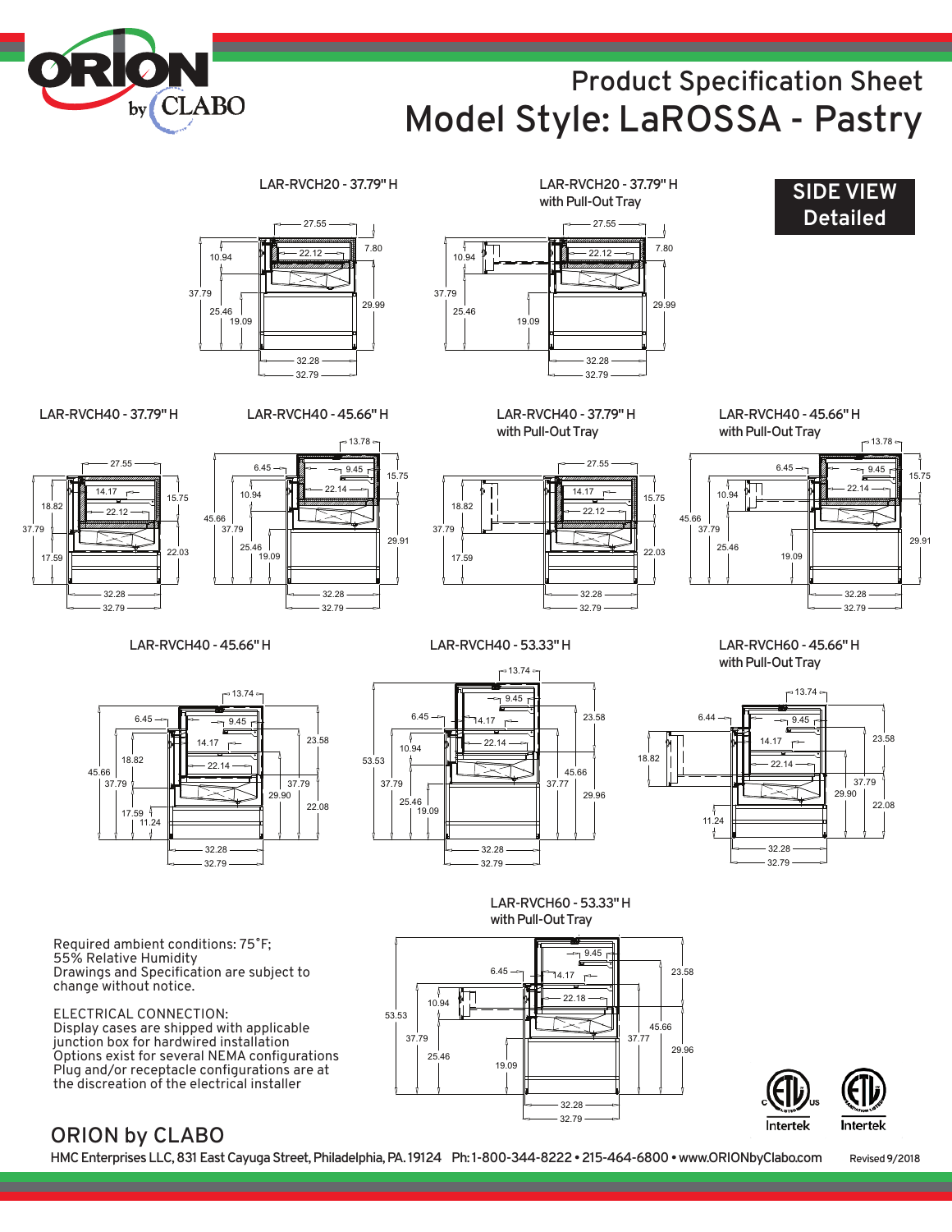# Product Specification Sheet

# Model Style: LaROSSA - Pastry

**SIDE VIEW Detailed**

LAR-RVCH20 - 37.79" H

LAR-RVCH20 - 37.79" H with Pull-Out Tray

LAR-RVCH40 - 37.79" H

LAR-RVCH40 - 45.66" H

LAR-RVCH40 - 37.79" H with Pull-Out Tray

LAR-RVCH40 - 45.66" H with Pull-Out Tray

LAR-RVCH40 - 45.66" H

LAR-RVCH40 - 53.33" H

LAR-RVCH60 - 45.66" H with Pull-Out Tray

LAR-RVCH60 - 53.33" H with Pull-Out Tray

Required ambient conditions: 75˚F;
55% Relative Humidity
Drawings and Specification are subject to change without notice.

ELECTRICAL CONNECTION:
Display cases are shipped with applicable junction box for hardwired installation
Options exist for several NEMA configurations
Plug and/or receptacle configurations are at the discreation of the electrical installer

## ORION by CLABO

HMC Enterprises LLC, 831 East Cayuga Street, Philadelphia, PA. 19124 Ph: 1-800-344-8222 • 215-464-6800 • www.ORIONbyClabo.com

Revised 9/2018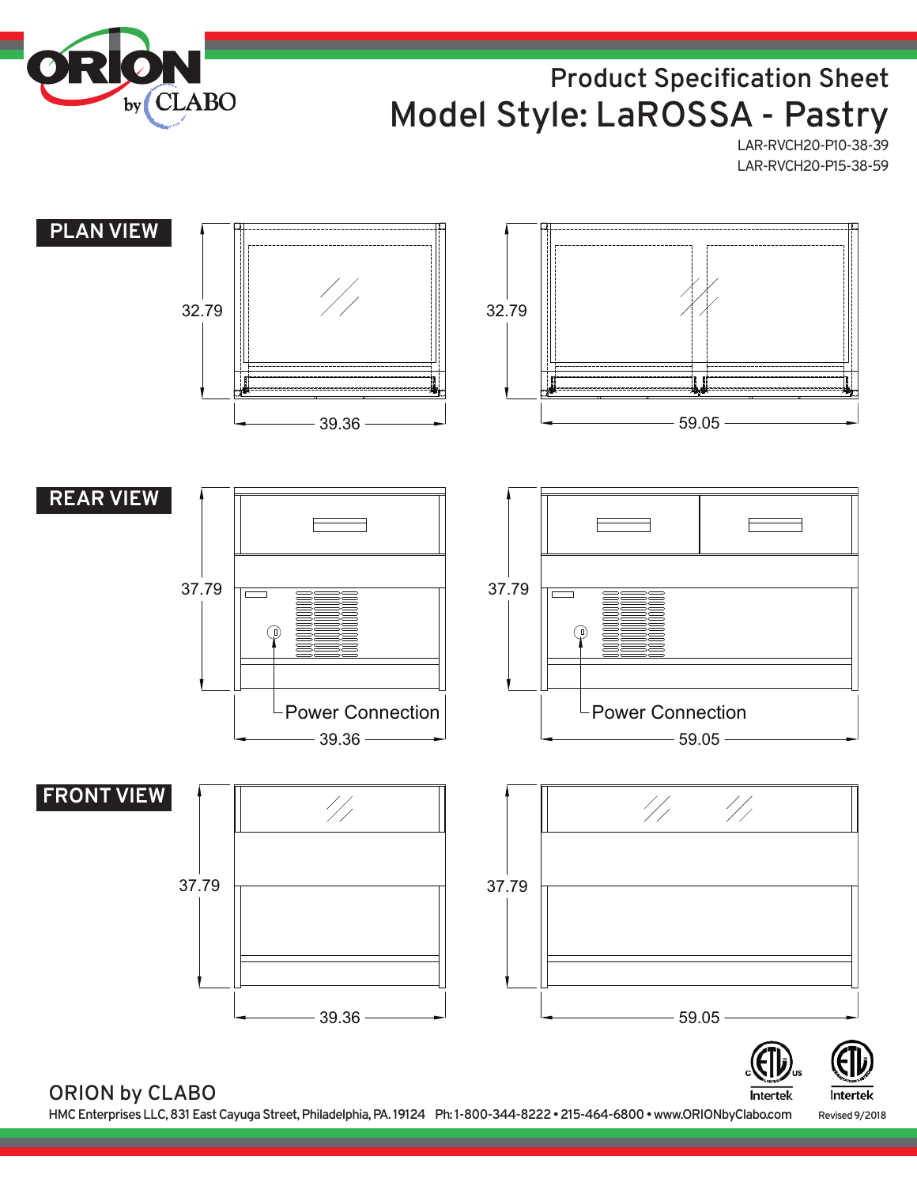# Product Specification Sheet

# Model Style: LaROSSA - Pastry

LAR-RVCH20-P10-38-39
LAR-RVCH20-P15-38-59

## PLAN VIEW

32.79

39.36

32.79

59.05

## REAR VIEW

37.79

Power Connection

39.36

37.79

Power Connection

59.05

## FRONT VIEW

37.79

39.36

37.79

59.05

ORION by CLABO

HMC Enterprises LLC, 831 East Cayuga Street, Philadelphia, PA. 19124 Ph: 1-800-344-8222 • 215-464-6800 • www.ORIONbyClabo.com

Intertek Intertek

Revised 9/2018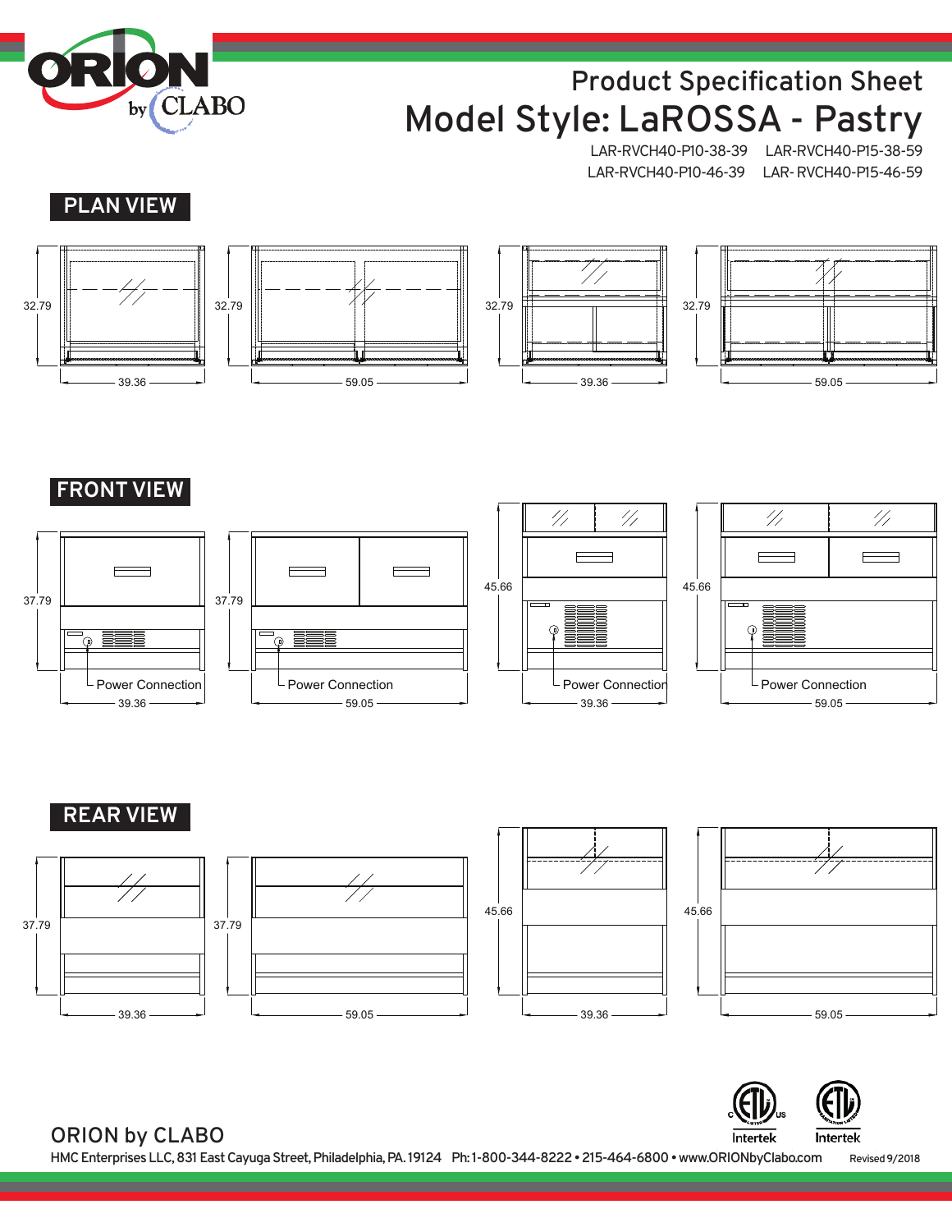# Product Specification Sheet

## Model Style: LaROSSA - Pastry

LAR-RVCH40-P10-38-39   LAR-RVCH40-P15-38-59
LAR-RVCH40-P10-46-39   LAR- RVCH40-P15-46-59

## PLAN VIEW

32.79
39.36

32.79
59.05

32.79
39.36

32.79
59.05

## FRONT VIEW

37.79
Power Connection
39.36

37.79
Power Connection
59.05

45.66
Power Connection
39.36

45.66
Power Connection
59.05

## REAR VIEW

37.79
39.36

37.79
59.05

45.66
39.36

45.66
59.05

ORION by CLABO

HMC Enterprises LLC, 831 East Cayuga Street, Philadelphia, PA. 19124   Ph: 1-800-344-8222 • 215-464-6800 • www.ORIONbyClabo.com   Revised 9/2018

Intertek   Intertek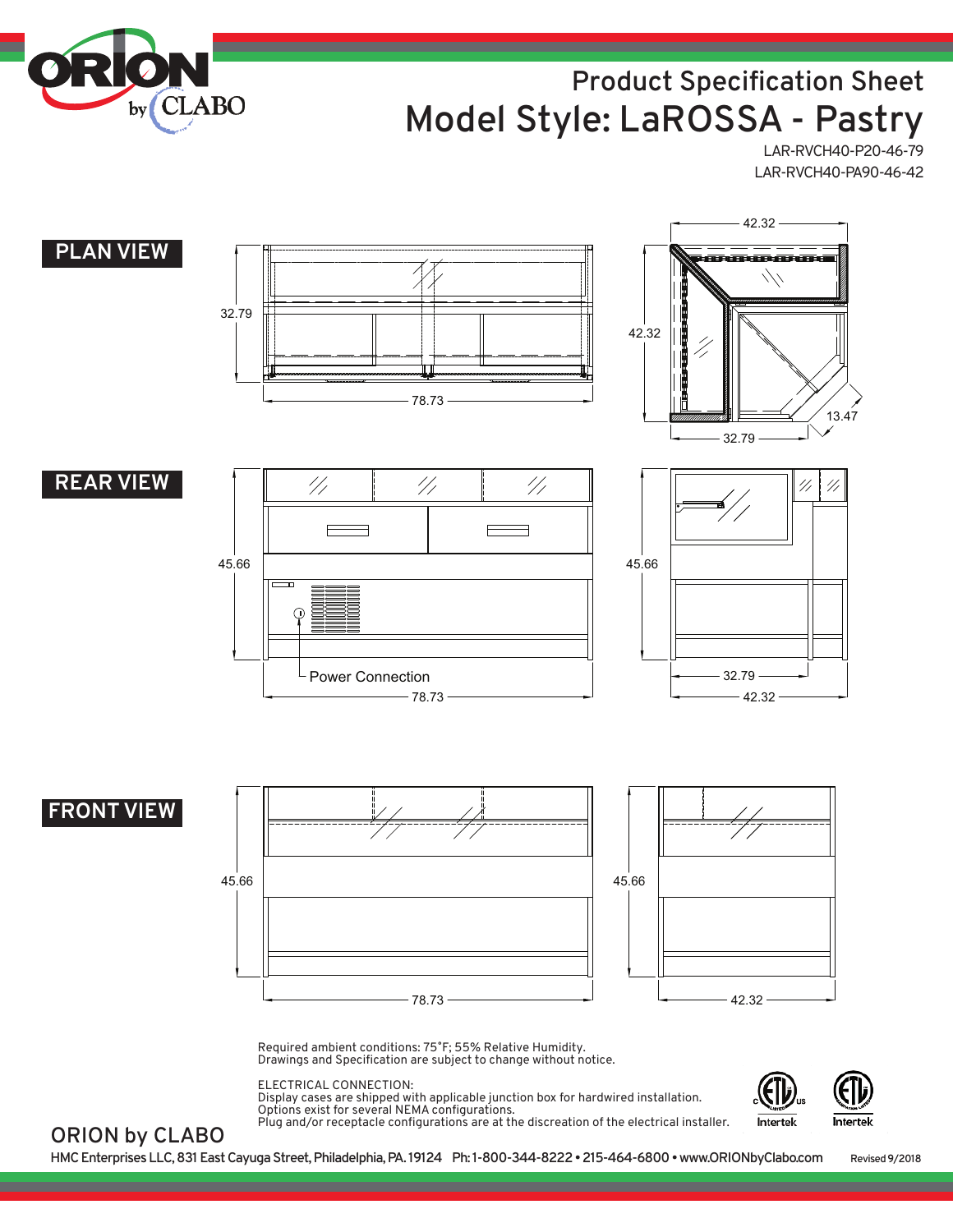# Product Specification Sheet

# Model Style: LaROSSA - Pastry

LAR-RVCH40-P20-46-79
LAR-RVCH40-PA90-46-42

## PLAN VIEW

32.79
78.73
42.32
42.32
13.47
32.79

## REAR VIEW

45.66
Power Connection
78.73
45.66
32.79
42.32

## FRONT VIEW

45.66
78.73
45.66
42.32

Required ambient conditions: 75˚F; 55% Relative Humidity.
Drawings and Specification are subject to change without notice.

ELECTRICAL CONNECTION:
Display cases are shipped with applicable junction box for hardwired installation.
Options exist for several NEMA configurations.
Plug and/or receptacle configurations are at the discreation of the electrical installer.

Intertek Intertek

ORION by CLABO

HMC Enterprises LLC, 831 East Cayuga Street, Philadelphia, PA. 19124 Ph: 1-800-344-8222 • 215-464-6800 • www.ORIONbyClabo.com Revised 9/2018